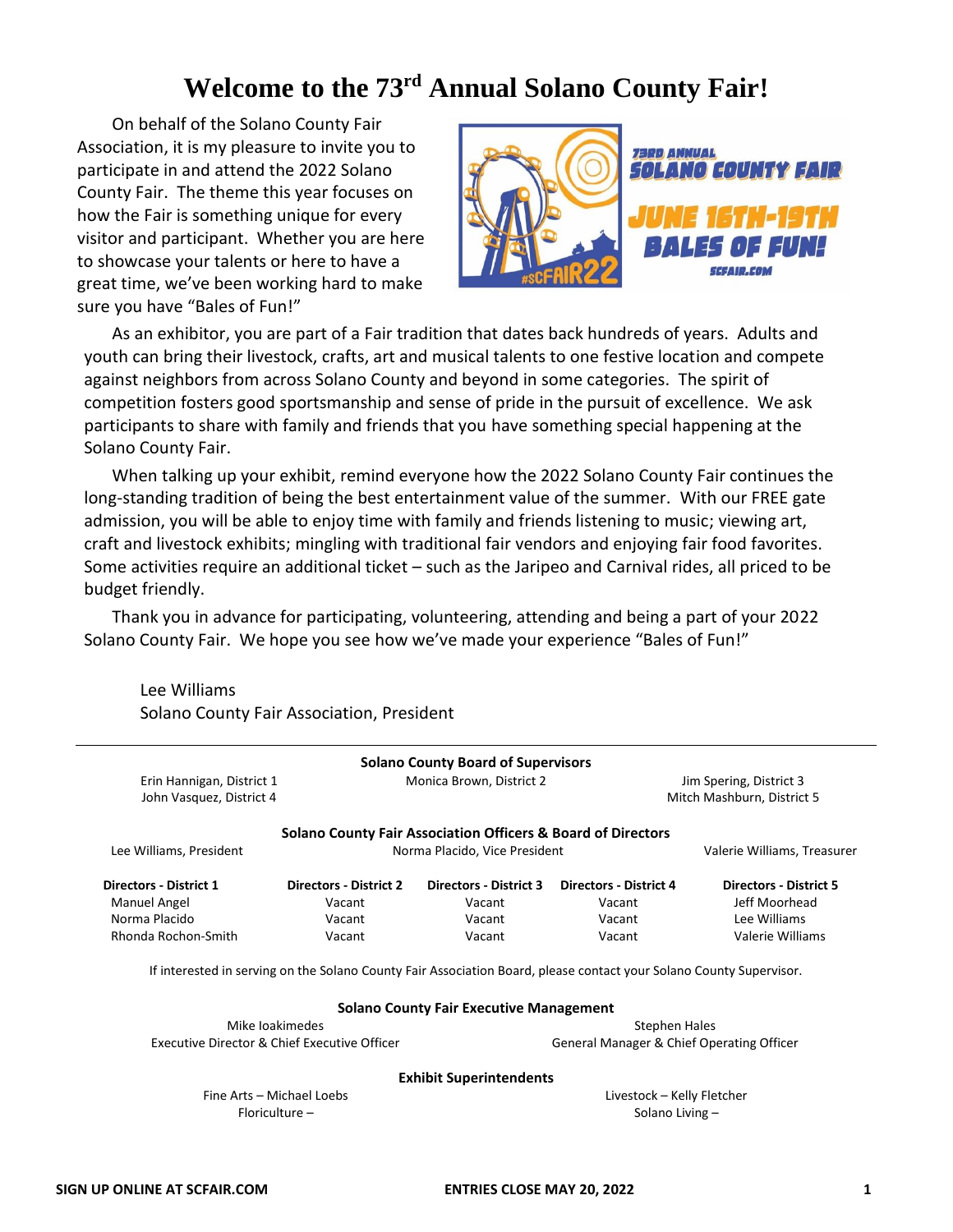# Welcome to the 73rd Annual Solano County Fair!

On behalf of the Solano County Fair Association, it is my pleasure to invite you to participate in and attend the 2022 Solano County Fair. The theme this year focuses on how the Fair is something unique for every visitor and participant. Whether you are here to showcase your talents or here to have a great time, we've been working hard to make sure you have "Bales of Fun!"

As an exhibitor, you are part of a Fair tradition that dates back hundreds of years. Adults and youth can bring their livestock, crafts, art and musical talents to one festive location and compete against neighbors from across Solano County and beyond in some categories. The spirit of competition fosters good sportsmanship and sense of pride in the pursuit of excellence. We ask participants to share with family and friends that you have something special happening at the Solano County Fair.

When talking up your exhibit, remind everyone how the 2022 Solano County Fair continues the long-standing tradition of being the best entertainment value of the summer. With our FREE gate admission, you will be able to enjoy time with family and friends listening to music; viewing art, craft and livestock exhibits; mingling with traditional fair vendors and enjoying fair food favorites. Some activities require an additional ticket – such as the Jaripeo and Carnival rides, all priced to be budget friendly.

Thank you in advance for participating, volunteering, attending and being a part of your 2022 Solano County Fair. We hope you see how we've made your experience "Bales of Fun!"

Lee Williams
Solano County Fair Association, President

---

**Solano County Board of Supervisors**

Erin Hannigan, District 1
Monica Brown, District 2
Jim Spering, District 3
John Vasquez, District 4
Mitch Mashburn, District 5

**Solano County Fair Association Officers & Board of Directors**

Lee Williams, President
Norma Placido, Vice President
Valerie Williams, Treasurer

| Directors - District 1 | Directors - District 2 | Directors - District 3 | Directors - District 4 | Directors - District 5 |
|---|---|---|---|---|
| Manuel Angel | Vacant | Vacant | Vacant | Jeff Moorhead |
| Norma Placido | Vacant | Vacant | Vacant | Lee Williams |
| Rhonda Rochon-Smith | Vacant | Vacant | Vacant | Valerie Williams |

If interested in serving on the Solano County Fair Association Board, please contact your Solano County Supervisor.

**Solano County Fair Executive Management**

Mike Ioakimedes
Executive Director & Chief Executive Officer

Stephen Hales
General Manager & Chief Operating Officer

**Exhibit Superintendents**

Fine Arts – Michael Loebs
Livestock – Kelly Fletcher
Floriculture –
Solano Living –

SIGN UP ONLINE AT SCFAIR.COM

ENTRIES CLOSE MAY 20, 2022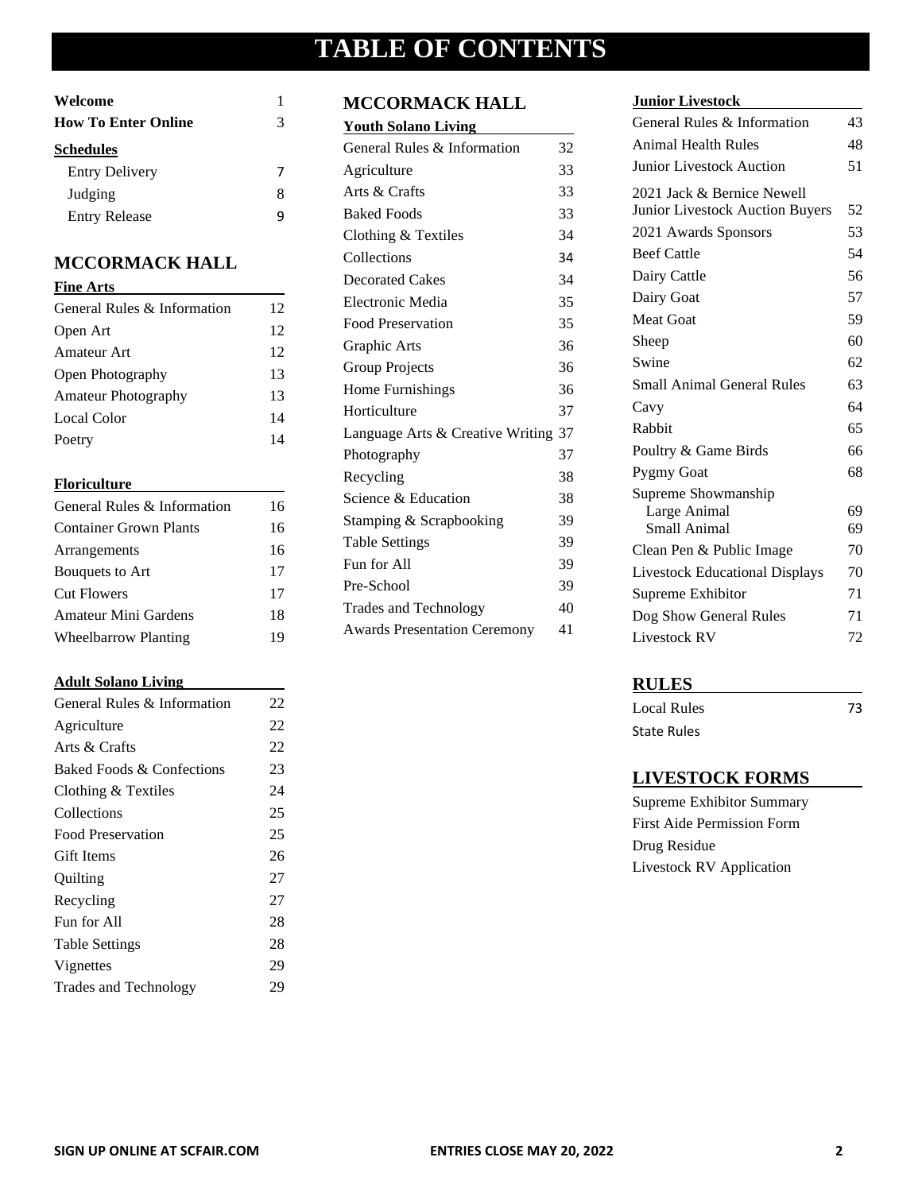# TABLE OF CONTENTS

| | |
|---|---|
| **Welcome** | 1 |
| **How To Enter Online** | 3 |

**Schedules**

| | |
|---|---|
| Entry Delivery | 7 |
| Judging | 8 |
| Entry Release | 9 |

## MCCORMACK HALL

**Fine Arts**

| | |
|---|---|
| General Rules & Information | 12 |
| Open Art | 12 |
| Amateur Art | 12 |
| Open Photography | 13 |
| Amateur Photography | 13 |
| Local Color | 14 |
| Poetry | 14 |

**Floriculture**

| | |
|---|---|
| General Rules & Information | 16 |
| Container Grown Plants | 16 |
| Arrangements | 16 |
| Bouquets to Art | 17 |
| Cut Flowers | 17 |
| Amateur Mini Gardens | 18 |
| Wheelbarrow Planting | 19 |

**Adult Solano Living**

| | |
|---|---|
| General Rules & Information | 22 |
| Agriculture | 22 |
| Arts & Crafts | 22 |
| Baked Foods & Confections | 23 |
| Clothing & Textiles | 24 |
| Collections | 25 |
| Food Preservation | 25 |
| Gift Items | 26 |
| Quilting | 27 |
| Recycling | 27 |
| Fun for All | 28 |
| Table Settings | 28 |
| Vignettes | 29 |
| Trades and Technology | 29 |

## MCCORMACK HALL

**Youth Solano Living**

| | |
|---|---|
| General Rules & Information | 32 |
| Agriculture | 33 |
| Arts & Crafts | 33 |
| Baked Foods | 33 |
| Clothing & Textiles | 34 |
| Collections | 34 |
| Decorated Cakes | 34 |
| Electronic Media | 35 |
| Food Preservation | 35 |
| Graphic Arts | 36 |
| Group Projects | 36 |
| Home Furnishings | 36 |
| Horticulture | 37 |
| Language Arts & Creative Writing | 37 |
| Photography | 37 |
| Recycling | 38 |
| Science & Education | 38 |
| Stamping & Scrapbooking | 39 |
| Table Settings | 39 |
| Fun for All | 39 |
| Pre-School | 39 |
| Trades and Technology | 40 |
| Awards Presentation Ceremony | 41 |

**Junior Livestock**

| | |
|---|---|
| General Rules & Information | 43 |
| Animal Health Rules | 48 |
| Junior Livestock Auction | 51 |
| 2021 Jack & Bernice Newell Junior Livestock Auction Buyers | 52 |
| 2021 Awards Sponsors | 53 |
| Beef Cattle | 54 |
| Dairy Cattle | 56 |
| Dairy Goat | 57 |
| Meat Goat | 59 |
| Sheep | 60 |
| Swine | 62 |
| Small Animal General Rules | 63 |
| Cavy | 64 |
| Rabbit | 65 |
| Poultry & Game Birds | 66 |
| Pygmy Goat | 68 |
| Supreme Showmanship | |
| Large Animal | 69 |
| Small Animal | 69 |
| Clean Pen & Public Image | 70 |
| Livestock Educational Displays | 70 |
| Supreme Exhibitor | 71 |
| Dog Show General Rules | 71 |
| Livestock RV | 72 |

## RULES

| | |
|---|---|
| Local Rules | 73 |
| State Rules | |

## LIVESTOCK FORMS

Supreme Exhibitor Summary
First Aide Permission Form
Drug Residue
Livestock RV Application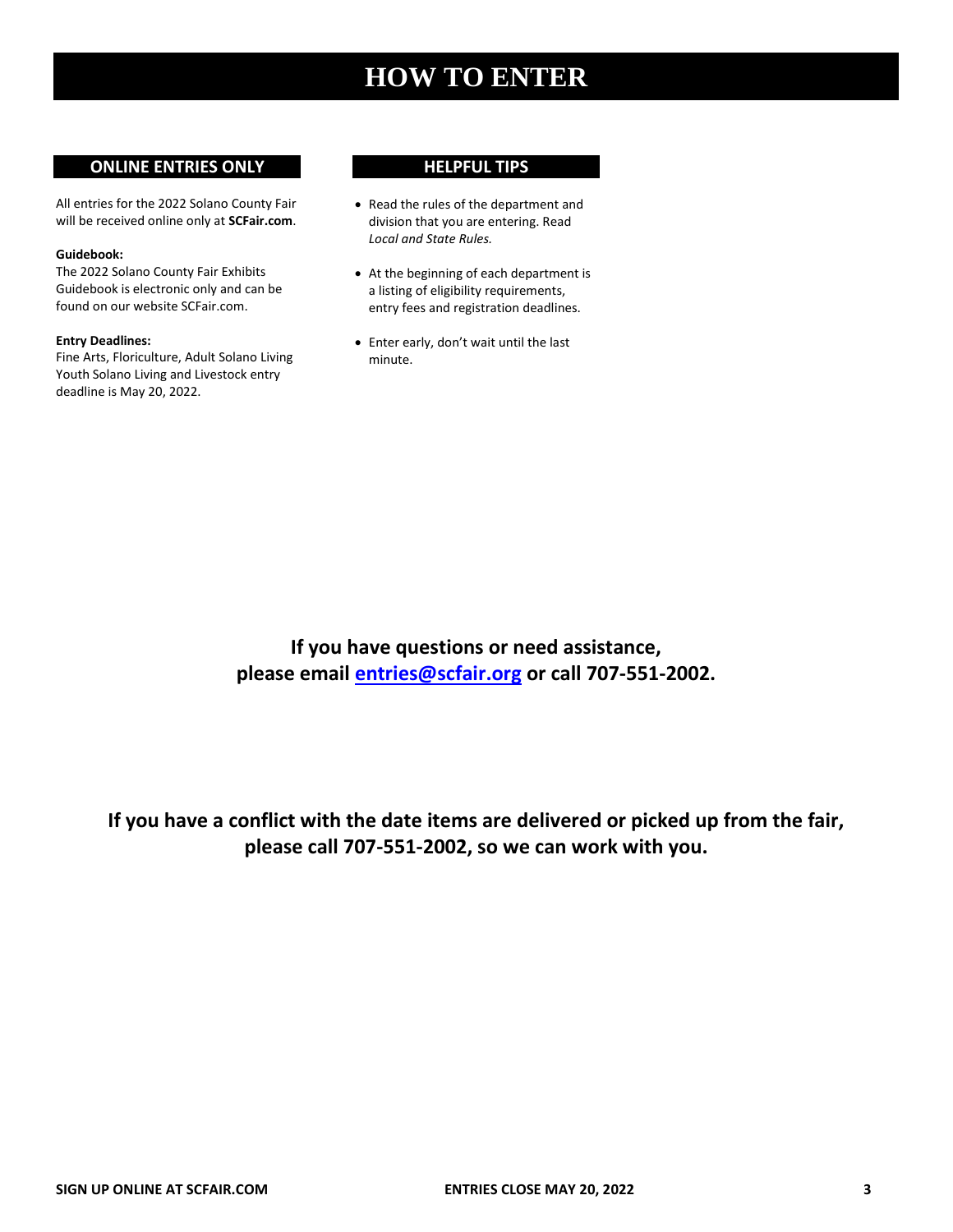# HOW TO ENTER

## ONLINE ENTRIES ONLY

All entries for the 2022 Solano County Fair will be received online only at **SCFair.com**.

**Guidebook:**
The 2022 Solano County Fair Exhibits Guidebook is electronic only and can be found on our website SCFair.com.

**Entry Deadlines:**
Fine Arts, Floriculture, Adult Solano Living Youth Solano Living and Livestock entry deadline is May 20, 2022.

## HELPFUL TIPS

- Read the rules of the department and division that you are entering. Read *Local and State Rules.*
- At the beginning of each department is a listing of eligibility requirements, entry fees and registration deadlines.
- Enter early, don't wait until the last minute.

**If you have questions or need assistance, please email entries@scfair.org or call 707-551-2002.**

**If you have a conflict with the date items are delivered or picked up from the fair, please call 707-551-2002, so we can work with you.**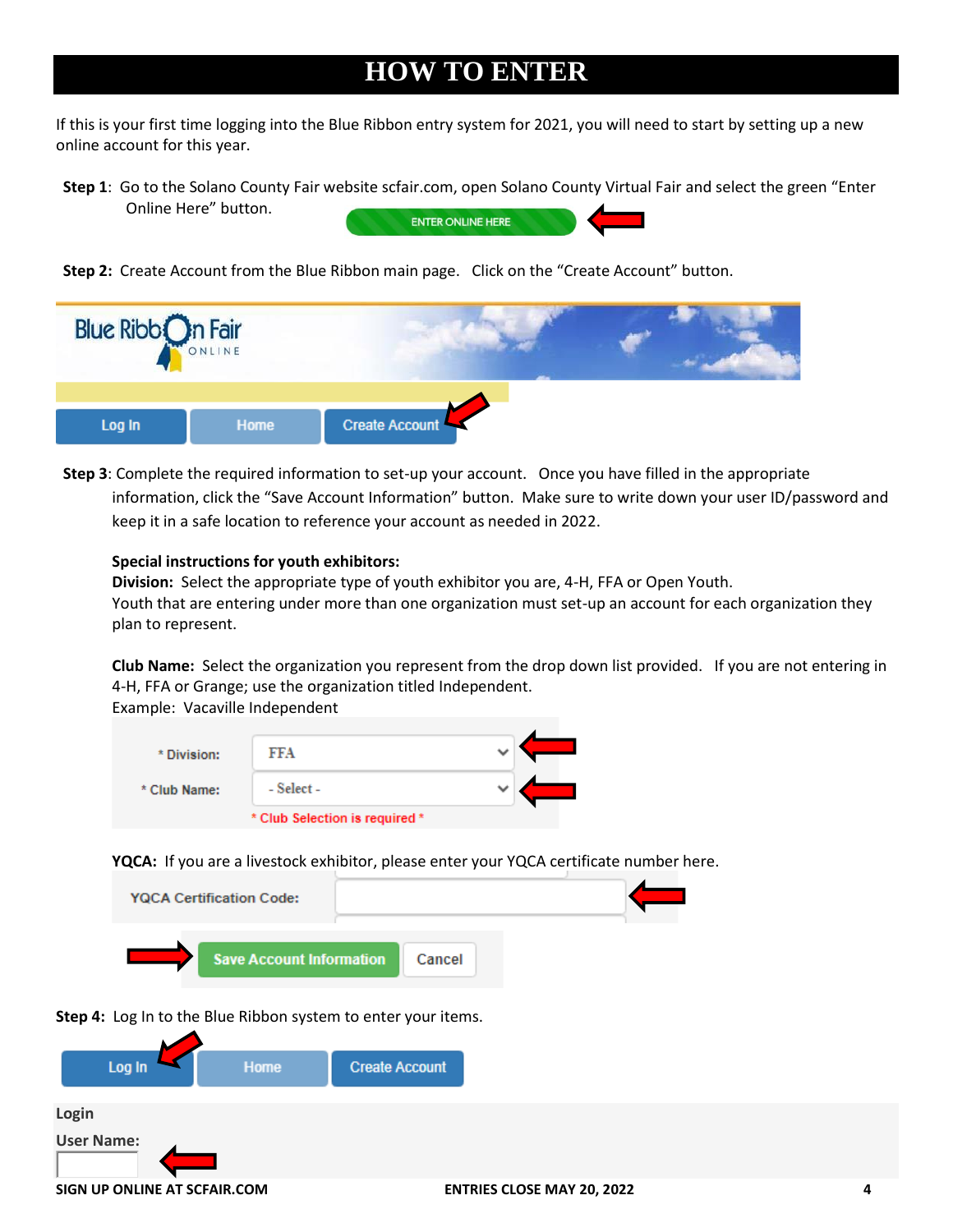# HOW TO ENTER

If this is your first time logging into the Blue Ribbon entry system for 2021, you will need to start by setting up a new online account for this year.

**Step 1**: Go to the Solano County Fair website scfair.com, open Solano County Virtual Fair and select the green "Enter Online Here" button.

ENTER ONLINE HERE

**Step 2:** Create Account from the Blue Ribbon main page. Click on the "Create Account" button.

Blue Ribbon Fair ONLINE

Log In | Home | Create Account

**Step 3**: Complete the required information to set-up your account. Once you have filled in the appropriate information, click the "Save Account Information" button. Make sure to write down your user ID/password and keep it in a safe location to reference your account as needed in 2022.

**Special instructions for youth exhibitors:**

**Division:** Select the appropriate type of youth exhibitor you are, 4-H, FFA or Open Youth.
Youth that are entering under more than one organization must set-up an account for each organization they plan to represent.

**Club Name:** Select the organization you represent from the drop down list provided. If you are not entering in 4-H, FFA or Grange; use the organization titled Independent.
Example: Vacaville Independent

* Division: FFA

* Club Name: - Select -

* Club Selection is required *

**YQCA:** If you are a livestock exhibitor, please enter your YQCA certificate number here.

YQCA Certification Code:

Save Account Information | Cancel

**Step 4:** Log In to the Blue Ribbon system to enter your items.

Log In | Home | Create Account

Login

**User Name:**

**SIGN UP ONLINE AT SCFAIR.COM** **ENTRIES CLOSE MAY 20, 2022**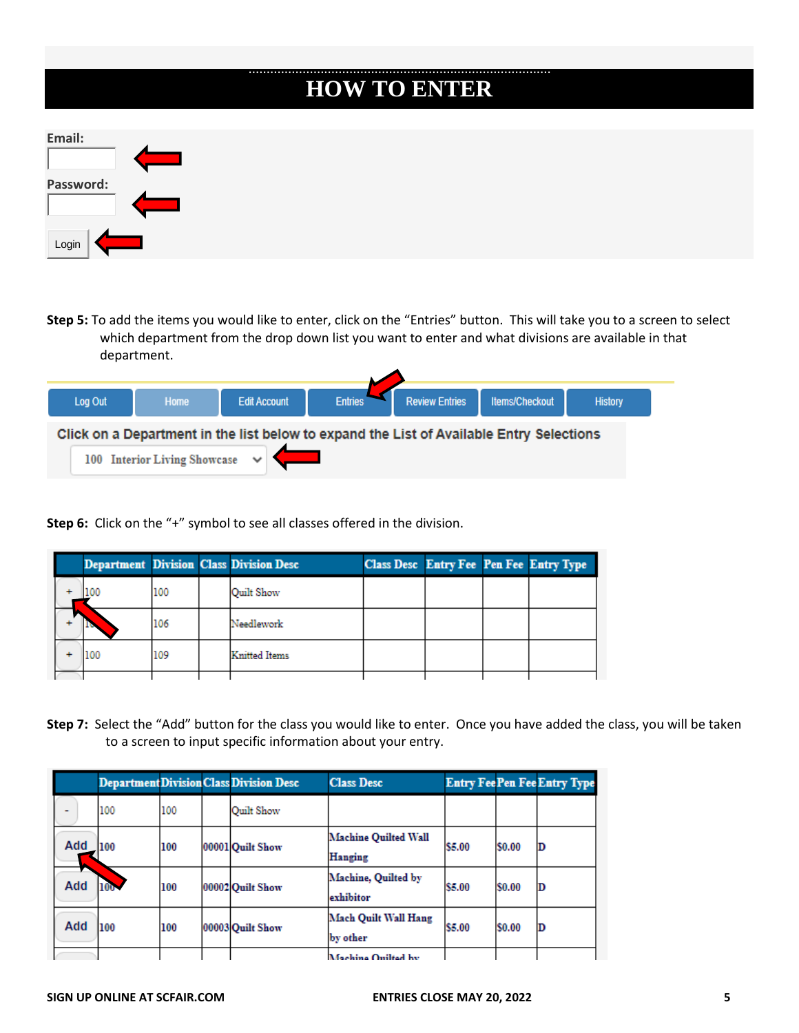# HOW TO ENTER

Email:

Password:

Login

**Step 5:** To add the items you would like to enter, click on the "Entries" button. This will take you to a screen to select which department from the drop down list you want to enter and what divisions are available in that department.

Log Out | Home | Edit Account | Entries | Review Entries | Items/Checkout | History

Click on a Department in the list below to expand the List of Available Entry Selections

100 Interior Living Showcase

**Step 6:** Click on the "+" symbol to see all classes offered in the division.

| | Department | Division | Class | Division Desc | Class Desc | Entry Fee | Pen Fee | Entry Type |
|---|---|---|---|---|---|---|---|---|
| + | 100 | 100 | | Quilt Show | | | | |
| + | 100 | 106 | | Needlework | | | | |
| + | 100 | 109 | | Knitted Items | | | | |

**Step 7:** Select the "Add" button for the class you would like to enter. Once you have added the class, you will be taken to a screen to input specific information about your entry.

| | Department | Division | Class | Division Desc | Class Desc | Entry Fee | Pen Fee | Entry Type |
|---|---|---|---|---|---|---|---|---|
| - | 100 | 100 | | Quilt Show | | | | |
| Add | 100 | 100 | 00001 | Quilt Show | Machine Quilted Wall Hanging | $5.00 | $0.00 | D |
| Add | 100 | 100 | 00002 | Quilt Show | Machine, Quilted by exhibitor | $5.00 | $0.00 | D |
| Add | 100 | 100 | 00003 | Quilt Show | Mach Quilt Wall Hang by other | $5.00 | $0.00 | D |
| | | | | | Machine Quilted by | | | |

SIGN UP ONLINE AT SCFAIR.COM

ENTRIES CLOSE MAY 20, 2022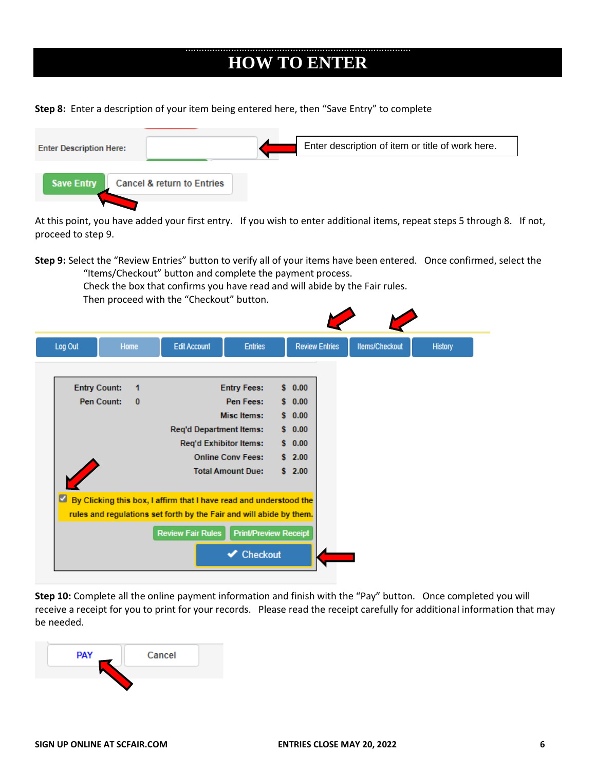# HOW TO ENTER

**Step 8:** Enter a description of your item being entered here, then "Save Entry" to complete

Enter Description Here:

Enter description of item or title of work here.

Save Entry | Cancel & return to Entries

At this point, you have added your first entry. If you wish to enter additional items, repeat steps 5 through 8. If not, proceed to step 9.

**Step 9:** Select the "Review Entries" button to verify all of your items have been entered. Once confirmed, select the "Items/Checkout" button and complete the payment process.
Check the box that confirms you have read and will abide by the Fair rules.
Then proceed with the "Checkout" button.

Log Out | Home | Edit Account | Entries | Review Entries | Items/Checkout | History

| | | | |
|---|---|---|---|
| Entry Count: | 1 | Entry Fees: | $ 0.00 |
| Pen Count: | 0 | Pen Fees: | $ 0.00 |
| | | Misc Items: | $ 0.00 |
| | | Req'd Department Items: | $ 0.00 |
| | | Req'd Exhibitor Items: | $ 0.00 |
| | | Online Conv Fees: | $ 2.00 |
| | | Total Amount Due: | $ 2.00 |

By Clicking this box, I affirm that I have read and understood the rules and regulations set forth by the Fair and will abide by them.

Review Fair Rules | Print/Preview Receipt

Checkout

**Step 10:** Complete all the online payment information and finish with the "Pay" button. Once completed you will receive a receipt for you to print for your records. Please read the receipt carefully for additional information that may be needed.

PAY | Cancel

SIGN UP ONLINE AT SCFAIR.COM

ENTRIES CLOSE MAY 20, 2022